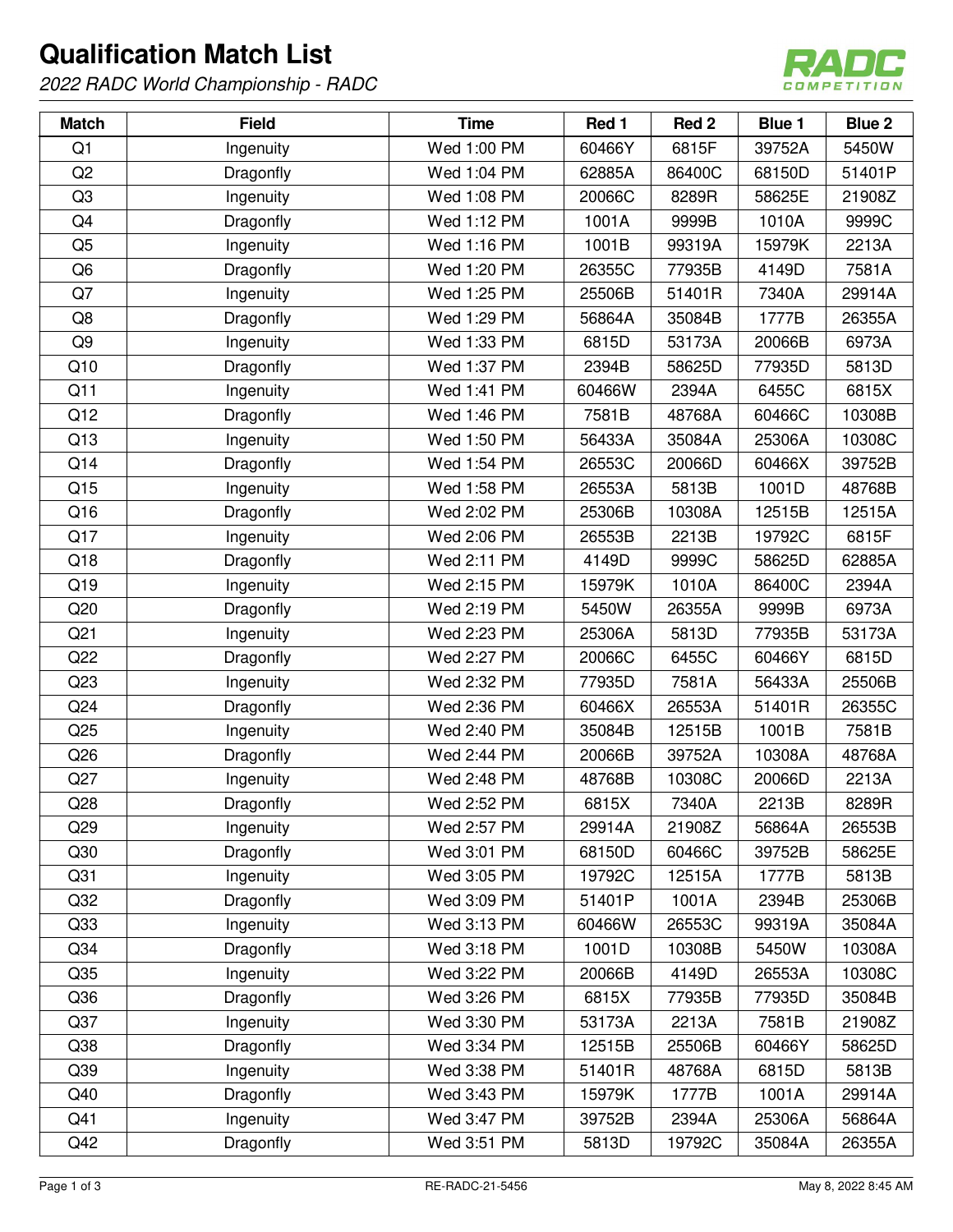# Qualification Match List

*2022 RADC World Championship - RADC*

| Match | Field | Time | Red 1 | Red 2 | Blue 1 | Blue 2 |
|---|---|---|---|---|---|---|
| Q1 | Ingenuity | Wed 1:00 PM | 60466Y | 6815F | 39752A | 5450W |
| Q2 | Dragonfly | Wed 1:04 PM | 62885A | 86400C | 68150D | 51401P |
| Q3 | Ingenuity | Wed 1:08 PM | 20066C | 8289R | 58625E | 21908Z |
| Q4 | Dragonfly | Wed 1:12 PM | 1001A | 9999B | 1010A | 9999C |
| Q5 | Ingenuity | Wed 1:16 PM | 1001B | 99319A | 15979K | 2213A |
| Q6 | Dragonfly | Wed 1:20 PM | 26355C | 77935B | 4149D | 7581A |
| Q7 | Ingenuity | Wed 1:25 PM | 25506B | 51401R | 7340A | 29914A |
| Q8 | Dragonfly | Wed 1:29 PM | 56864A | 35084B | 1777B | 26355A |
| Q9 | Ingenuity | Wed 1:33 PM | 6815D | 53173A | 20066B | 6973A |
| Q10 | Dragonfly | Wed 1:37 PM | 2394B | 58625D | 77935D | 5813D |
| Q11 | Ingenuity | Wed 1:41 PM | 60466W | 2394A | 6455C | 6815X |
| Q12 | Dragonfly | Wed 1:46 PM | 7581B | 48768A | 60466C | 10308B |
| Q13 | Ingenuity | Wed 1:50 PM | 56433A | 35084A | 25306A | 10308C |
| Q14 | Dragonfly | Wed 1:54 PM | 26553C | 20066D | 60466X | 39752B |
| Q15 | Ingenuity | Wed 1:58 PM | 26553A | 5813B | 1001D | 48768B |
| Q16 | Dragonfly | Wed 2:02 PM | 25306B | 10308A | 12515B | 12515A |
| Q17 | Ingenuity | Wed 2:06 PM | 26553B | 2213B | 19792C | 6815F |
| Q18 | Dragonfly | Wed 2:11 PM | 4149D | 9999C | 58625D | 62885A |
| Q19 | Ingenuity | Wed 2:15 PM | 15979K | 1010A | 86400C | 2394A |
| Q20 | Dragonfly | Wed 2:19 PM | 5450W | 26355A | 9999B | 6973A |
| Q21 | Ingenuity | Wed 2:23 PM | 25306A | 5813D | 77935B | 53173A |
| Q22 | Dragonfly | Wed 2:27 PM | 20066C | 6455C | 60466Y | 6815D |
| Q23 | Ingenuity | Wed 2:32 PM | 77935D | 7581A | 56433A | 25506B |
| Q24 | Dragonfly | Wed 2:36 PM | 60466X | 26553A | 51401R | 26355C |
| Q25 | Ingenuity | Wed 2:40 PM | 35084B | 12515B | 1001B | 7581B |
| Q26 | Dragonfly | Wed 2:44 PM | 20066B | 39752A | 10308A | 48768A |
| Q27 | Ingenuity | Wed 2:48 PM | 48768B | 10308C | 20066D | 2213A |
| Q28 | Dragonfly | Wed 2:52 PM | 6815X | 7340A | 2213B | 8289R |
| Q29 | Ingenuity | Wed 2:57 PM | 29914A | 21908Z | 56864A | 26553B |
| Q30 | Dragonfly | Wed 3:01 PM | 68150D | 60466C | 39752B | 58625E |
| Q31 | Ingenuity | Wed 3:05 PM | 19792C | 12515A | 1777B | 5813B |
| Q32 | Dragonfly | Wed 3:09 PM | 51401P | 1001A | 2394B | 25306B |
| Q33 | Ingenuity | Wed 3:13 PM | 60466W | 26553C | 99319A | 35084A |
| Q34 | Dragonfly | Wed 3:18 PM | 1001D | 10308B | 5450W | 10308A |
| Q35 | Ingenuity | Wed 3:22 PM | 20066B | 4149D | 26553A | 10308C |
| Q36 | Dragonfly | Wed 3:26 PM | 6815X | 77935B | 77935D | 35084B |
| Q37 | Ingenuity | Wed 3:30 PM | 53173A | 2213A | 7581B | 21908Z |
| Q38 | Dragonfly | Wed 3:34 PM | 12515B | 25506B | 60466Y | 58625D |
| Q39 | Ingenuity | Wed 3:38 PM | 51401R | 48768A | 6815D | 5813B |
| Q40 | Dragonfly | Wed 3:43 PM | 15979K | 1777B | 1001A | 29914A |
| Q41 | Ingenuity | Wed 3:47 PM | 39752B | 2394A | 25306A | 56864A |
| Q42 | Dragonfly | Wed 3:51 PM | 5813D | 19792C | 35084A | 26355A |

RE-RADC-21-5456 May 8, 2022 8:45 AM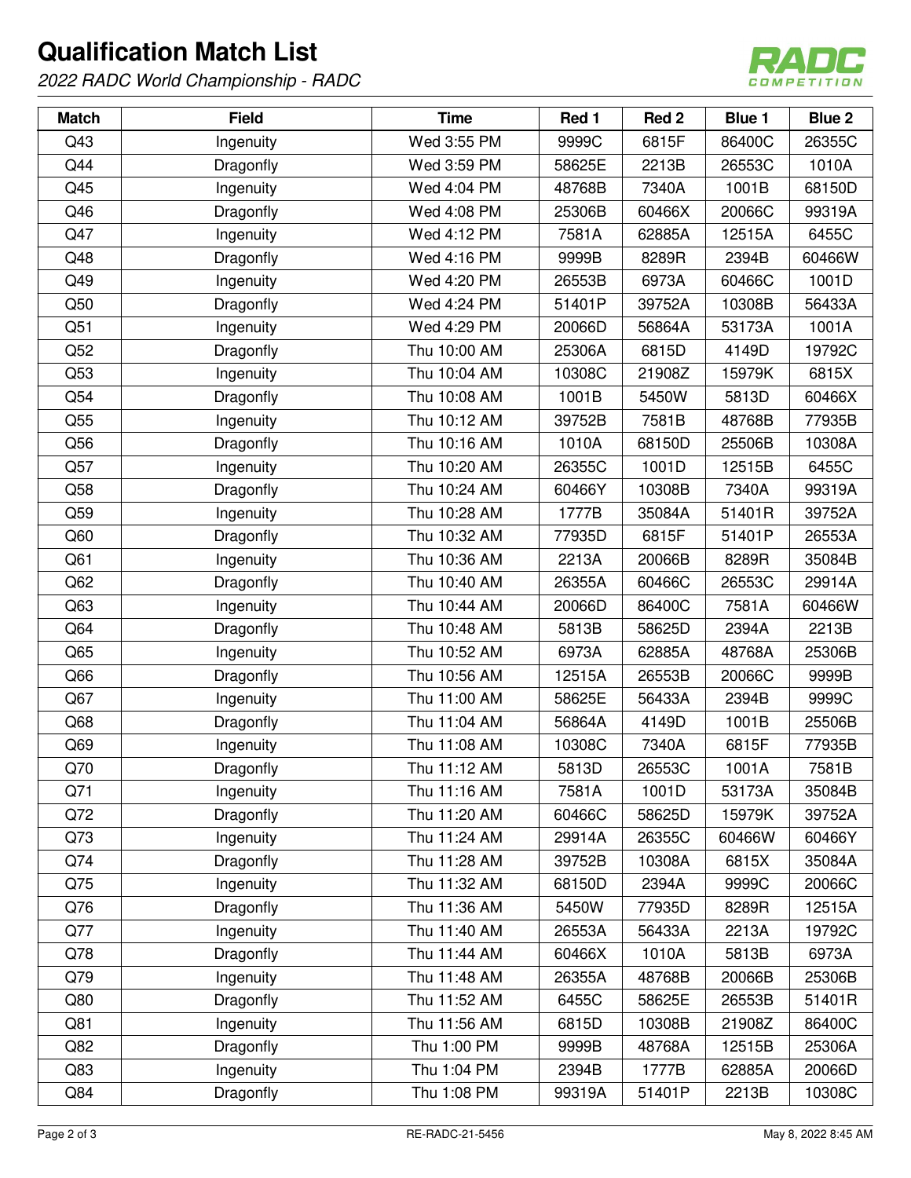# Qualification Match List

*2022 RADC World Championship - RADC*

| Match | Field | Time | Red 1 | Red 2 | Blue 1 | Blue 2 |
|---|---|---|---|---|---|---|
| Q43 | Ingenuity | Wed 3:55 PM | 9999C | 6815F | 86400C | 26355C |
| Q44 | Dragonfly | Wed 3:59 PM | 58625E | 2213B | 26553C | 1010A |
| Q45 | Ingenuity | Wed 4:04 PM | 48768B | 7340A | 1001B | 68150D |
| Q46 | Dragonfly | Wed 4:08 PM | 25306B | 60466X | 20066C | 99319A |
| Q47 | Ingenuity | Wed 4:12 PM | 7581A | 62885A | 12515A | 6455C |
| Q48 | Dragonfly | Wed 4:16 PM | 9999B | 8289R | 2394B | 60466W |
| Q49 | Ingenuity | Wed 4:20 PM | 26553B | 6973A | 60466C | 1001D |
| Q50 | Dragonfly | Wed 4:24 PM | 51401P | 39752A | 10308B | 56433A |
| Q51 | Ingenuity | Wed 4:29 PM | 20066D | 56864A | 53173A | 1001A |
| Q52 | Dragonfly | Thu 10:00 AM | 25306A | 6815D | 4149D | 19792C |
| Q53 | Ingenuity | Thu 10:04 AM | 10308C | 21908Z | 15979K | 6815X |
| Q54 | Dragonfly | Thu 10:08 AM | 1001B | 5450W | 5813D | 60466X |
| Q55 | Ingenuity | Thu 10:12 AM | 39752B | 7581B | 48768B | 77935B |
| Q56 | Dragonfly | Thu 10:16 AM | 1010A | 68150D | 25506B | 10308A |
| Q57 | Ingenuity | Thu 10:20 AM | 26355C | 1001D | 12515B | 6455C |
| Q58 | Dragonfly | Thu 10:24 AM | 60466Y | 10308B | 7340A | 99319A |
| Q59 | Ingenuity | Thu 10:28 AM | 1777B | 35084A | 51401R | 39752A |
| Q60 | Dragonfly | Thu 10:32 AM | 77935D | 6815F | 51401P | 26553A |
| Q61 | Ingenuity | Thu 10:36 AM | 2213A | 20066B | 8289R | 35084B |
| Q62 | Dragonfly | Thu 10:40 AM | 26355A | 60466C | 26553C | 29914A |
| Q63 | Ingenuity | Thu 10:44 AM | 20066D | 86400C | 7581A | 60466W |
| Q64 | Dragonfly | Thu 10:48 AM | 5813B | 58625D | 2394A | 2213B |
| Q65 | Ingenuity | Thu 10:52 AM | 6973A | 62885A | 48768A | 25306B |
| Q66 | Dragonfly | Thu 10:56 AM | 12515A | 26553B | 20066C | 9999B |
| Q67 | Ingenuity | Thu 11:00 AM | 58625E | 56433A | 2394B | 9999C |
| Q68 | Dragonfly | Thu 11:04 AM | 56864A | 4149D | 1001B | 25506B |
| Q69 | Ingenuity | Thu 11:08 AM | 10308C | 7340A | 6815F | 77935B |
| Q70 | Dragonfly | Thu 11:12 AM | 5813D | 26553C | 1001A | 7581B |
| Q71 | Ingenuity | Thu 11:16 AM | 7581A | 1001D | 53173A | 35084B |
| Q72 | Dragonfly | Thu 11:20 AM | 60466C | 58625D | 15979K | 39752A |
| Q73 | Ingenuity | Thu 11:24 AM | 29914A | 26355C | 60466W | 60466Y |
| Q74 | Dragonfly | Thu 11:28 AM | 39752B | 10308A | 6815X | 35084A |
| Q75 | Ingenuity | Thu 11:32 AM | 68150D | 2394A | 9999C | 20066C |
| Q76 | Dragonfly | Thu 11:36 AM | 5450W | 77935D | 8289R | 12515A |
| Q77 | Ingenuity | Thu 11:40 AM | 26553A | 56433A | 2213A | 19792C |
| Q78 | Dragonfly | Thu 11:44 AM | 60466X | 1010A | 5813B | 6973A |
| Q79 | Ingenuity | Thu 11:48 AM | 26355A | 48768B | 20066B | 25306B |
| Q80 | Dragonfly | Thu 11:52 AM | 6455C | 58625E | 26553B | 51401R |
| Q81 | Ingenuity | Thu 11:56 AM | 6815D | 10308B | 21908Z | 86400C |
| Q82 | Dragonfly | Thu 1:00 PM | 9999B | 48768A | 12515B | 25306A |
| Q83 | Ingenuity | Thu 1:04 PM | 2394B | 1777B | 62885A | 20066D |
| Q84 | Dragonfly | Thu 1:08 PM | 99319A | 51401P | 2213B | 10308C |

RE-RADC-21-5456

May 8, 2022 8:45 AM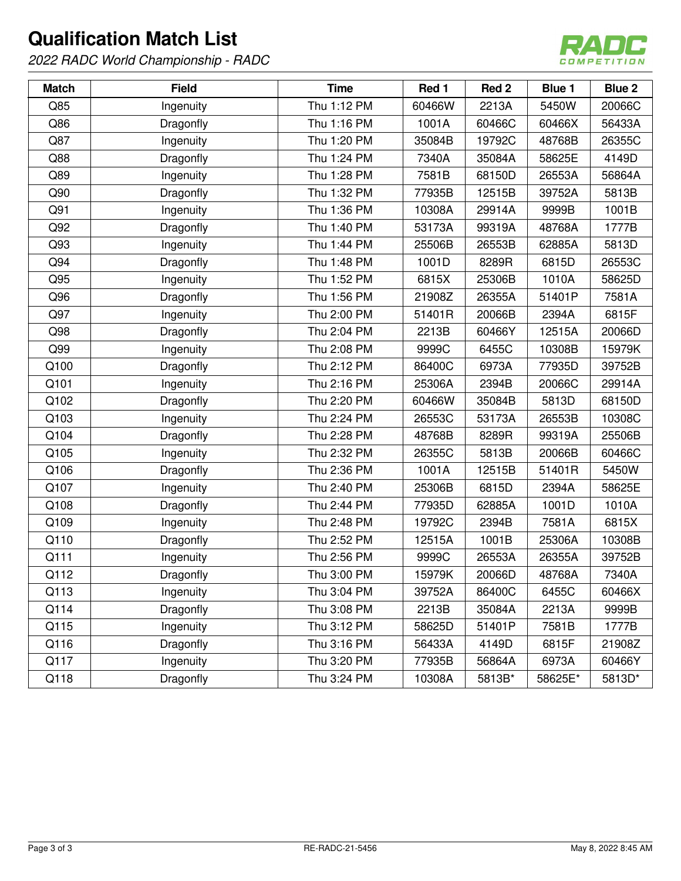# Qualification Match List

*2022 RADC World Championship - RADC*

| Match | Field | Time | Red 1 | Red 2 | Blue 1 | Blue 2 |
|---|---|---|---|---|---|---|
| Q85 | Ingenuity | Thu 1:12 PM | 60466W | 2213A | 5450W | 20066C |
| Q86 | Dragonfly | Thu 1:16 PM | 1001A | 60466C | 60466X | 56433A |
| Q87 | Ingenuity | Thu 1:20 PM | 35084B | 19792C | 48768B | 26355C |
| Q88 | Dragonfly | Thu 1:24 PM | 7340A | 35084A | 58625E | 4149D |
| Q89 | Ingenuity | Thu 1:28 PM | 7581B | 68150D | 26553A | 56864A |
| Q90 | Dragonfly | Thu 1:32 PM | 77935B | 12515B | 39752A | 5813B |
| Q91 | Ingenuity | Thu 1:36 PM | 10308A | 29914A | 9999B | 1001B |
| Q92 | Dragonfly | Thu 1:40 PM | 53173A | 99319A | 48768A | 1777B |
| Q93 | Ingenuity | Thu 1:44 PM | 25506B | 26553B | 62885A | 5813D |
| Q94 | Dragonfly | Thu 1:48 PM | 1001D | 8289R | 6815D | 26553C |
| Q95 | Ingenuity | Thu 1:52 PM | 6815X | 25306B | 1010A | 58625D |
| Q96 | Dragonfly | Thu 1:56 PM | 21908Z | 26355A | 51401P | 7581A |
| Q97 | Ingenuity | Thu 2:00 PM | 51401R | 20066B | 2394A | 6815F |
| Q98 | Dragonfly | Thu 2:04 PM | 2213B | 60466Y | 12515A | 20066D |
| Q99 | Ingenuity | Thu 2:08 PM | 9999C | 6455C | 10308B | 15979K |
| Q100 | Dragonfly | Thu 2:12 PM | 86400C | 6973A | 77935D | 39752B |
| Q101 | Ingenuity | Thu 2:16 PM | 25306A | 2394B | 20066C | 29914A |
| Q102 | Dragonfly | Thu 2:20 PM | 60466W | 35084B | 5813D | 68150D |
| Q103 | Ingenuity | Thu 2:24 PM | 26553C | 53173A | 26553B | 10308C |
| Q104 | Dragonfly | Thu 2:28 PM | 48768B | 8289R | 99319A | 25506B |
| Q105 | Ingenuity | Thu 2:32 PM | 26355C | 5813B | 20066B | 60466C |
| Q106 | Dragonfly | Thu 2:36 PM | 1001A | 12515B | 51401R | 5450W |
| Q107 | Ingenuity | Thu 2:40 PM | 25306B | 6815D | 2394A | 58625E |
| Q108 | Dragonfly | Thu 2:44 PM | 77935D | 62885A | 1001D | 1010A |
| Q109 | Ingenuity | Thu 2:48 PM | 19792C | 2394B | 7581A | 6815X |
| Q110 | Dragonfly | Thu 2:52 PM | 12515A | 1001B | 25306A | 10308B |
| Q111 | Ingenuity | Thu 2:56 PM | 9999C | 26553A | 26355A | 39752B |
| Q112 | Dragonfly | Thu 3:00 PM | 15979K | 20066D | 48768A | 7340A |
| Q113 | Ingenuity | Thu 3:04 PM | 39752A | 86400C | 6455C | 60466X |
| Q114 | Dragonfly | Thu 3:08 PM | 2213B | 35084A | 2213A | 9999B |
| Q115 | Ingenuity | Thu 3:12 PM | 58625D | 51401P | 7581B | 1777B |
| Q116 | Dragonfly | Thu 3:16 PM | 56433A | 4149D | 6815F | 21908Z |
| Q117 | Ingenuity | Thu 3:20 PM | 77935B | 56864A | 6973A | 60466Y |
| Q118 | Dragonfly | Thu 3:24 PM | 10308A | 5813B* | 58625E* | 5813D* |